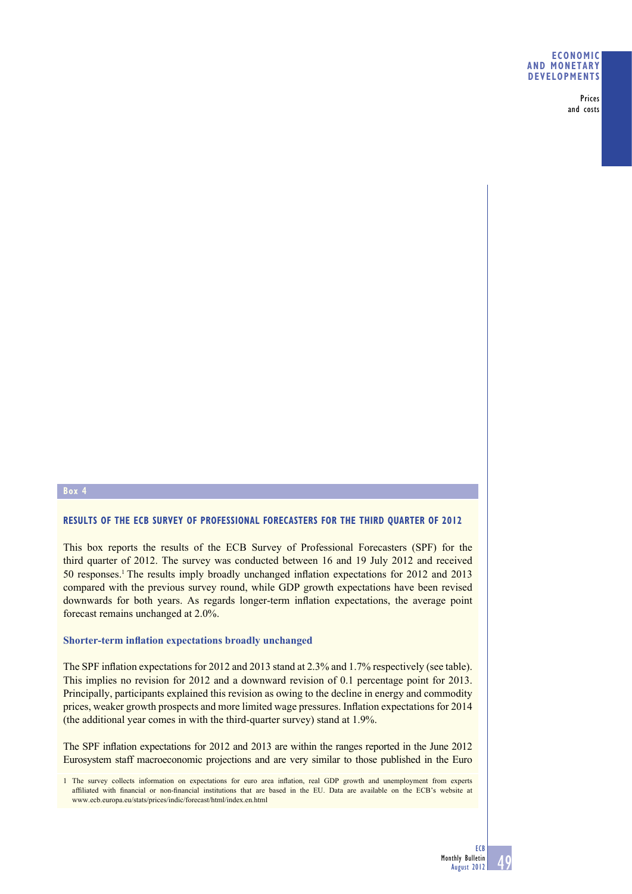**Box 4**

## RESULTS OF THE ECB SURVEY OF PROFESSIONAL FORECASTERS FOR THE THIRD QUARTER OF 2012

This box reports the results of the ECB Survey of Professional Forecasters (SPF) for the third quarter of 2012. The survey was conducted between 16 and 19 July 2012 and received 50 responses.[1] The results imply broadly unchanged inflation expectations for 2012 and 2013 compared with the previous survey round, while GDP growth expectations have been revised downwards for both years. As regards longer-term inflation expectations, the average point forecast remains unchanged at 2.0%.

### Shorter-term inflation expectations broadly unchanged

The SPF inflation expectations for 2012 and 2013 stand at 2.3% and 1.7% respectively (see table). This implies no revision for 2012 and a downward revision of 0.1 percentage point for 2013. Principally, participants explained this revision as owing to the decline in energy and commodity prices, weaker growth prospects and more limited wage pressures. Inflation expectations for 2014 (the additional year comes in with the third-quarter survey) stand at 1.9%.

The SPF inflation expectations for 2012 and 2013 are within the ranges reported in the June 2012 Eurosystem staff macroeconomic projections and are very similar to those published in the Euro

1 The survey collects information on expectations for euro area inflation, real GDP growth and unemployment from experts affiliated with financial or non-financial institutions that are based in the EU. Data are available on the ECB's website at www.ecb.europa.eu/stats/prices/indic/forecast/html/index.en.html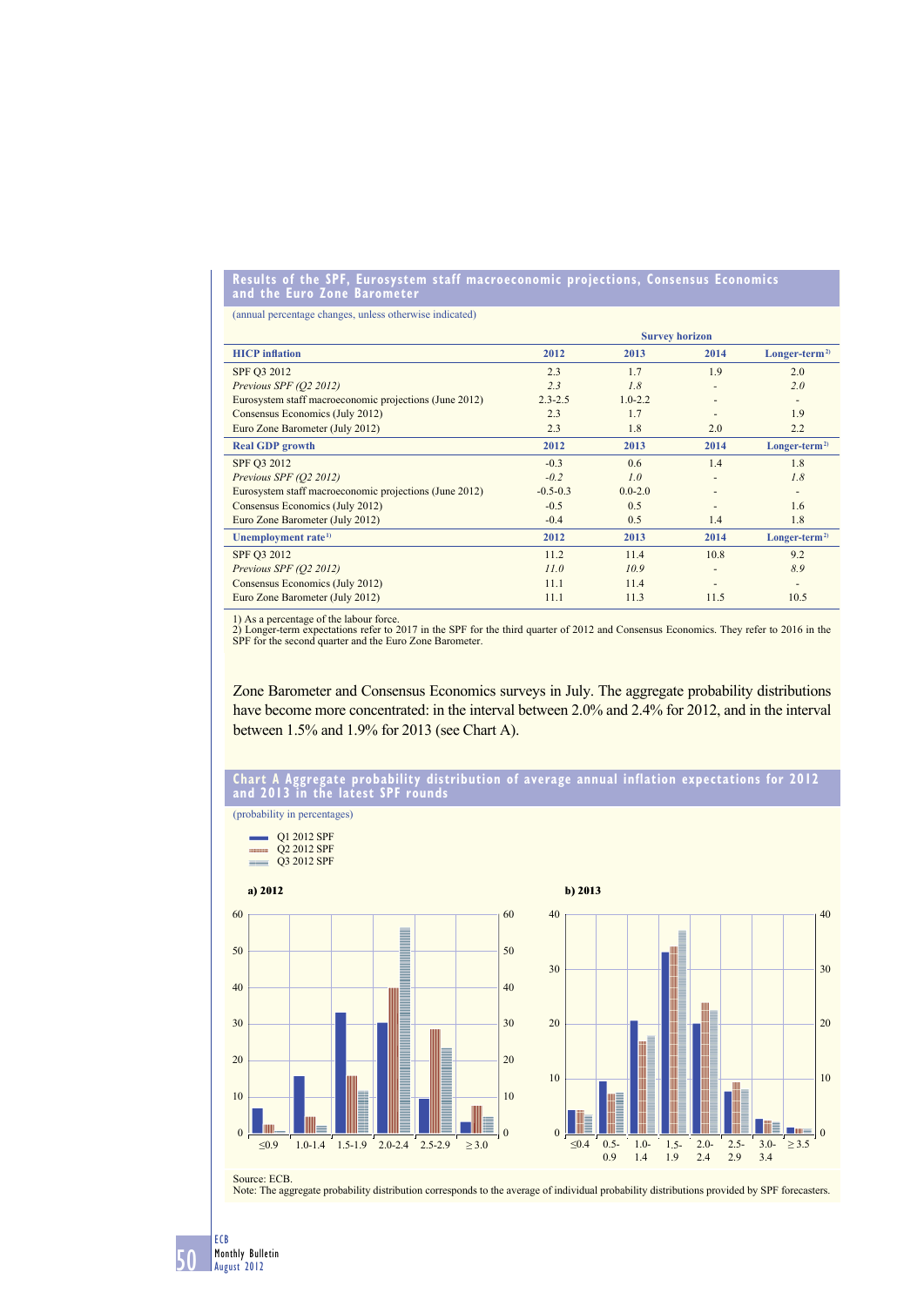## Results of the SPF, Eurosystem staff macroeconomic projections, Consensus Economics and the Euro Zone Barometer

(annual percentage changes, unless otherwise indicated)

| | Survey horizon | | | |
|---|---|---|---|---|
| **HICP inflation** | **2012** | **2013** | **2014** | **Longer-term[2)]** |
| SPF Q3 2012 | 2.3 | 1.7 | 1.9 | 2.0 |
| *Previous SPF (Q2 2012)* | *2.3* | *1.8* | *-* | *2.0* |
| Eurosystem staff macroeconomic projections (June 2012) | 2.3-2.5 | 1.0-2.2 | - | - |
| Consensus Economics (July 2012) | 2.3 | 1.7 | - | 1.9 |
| Euro Zone Barometer (July 2012) | 2.3 | 1.8 | 2.0 | 2.2 |
| **Real GDP growth** | **2012** | **2013** | **2014** | **Longer-term[2)]** |
| SPF Q3 2012 | -0.3 | 0.6 | 1.4 | 1.8 |
| *Previous SPF (Q2 2012)* | *-0.2* | *1.0* | *-* | *1.8* |
| Eurosystem staff macroeconomic projections (June 2012) | -0.5-0.3 | 0.0-2.0 | - | - |
| Consensus Economics (July 2012) | -0.5 | 0.5 | - | 1.6 |
| Euro Zone Barometer (July 2012) | -0.4 | 0.5 | 1.4 | 1.8 |
| **Unemployment rate[1)]** | **2012** | **2013** | **2014** | **Longer-term[2)]** |
| SPF Q3 2012 | 11.2 | 11.4 | 10.8 | 9.2 |
| *Previous SPF (Q2 2012)* | *11.0* | *10.9* | *-* | *8.9* |
| Consensus Economics (July 2012) | 11.1 | 11.4 | - | - |
| Euro Zone Barometer (July 2012) | 11.1 | 11.3 | 11.5 | 10.5 |

1) As a percentage of the labour force.
2) Longer-term expectations refer to 2017 in the SPF for the third quarter of 2012 and Consensus Economics. They refer to 2016 in the SPF for the second quarter and the Euro Zone Barometer.

Zone Barometer and Consensus Economics surveys in July. The aggregate probability distributions have become more concentrated: in the interval between 2.0% and 2.4% for 2012, and in the interval between 1.5% and 1.9% for 2013 (see Chart A).

## Chart A Aggregate probability distribution of average annual inflation expectations for 2012 and 2013 in the latest SPF rounds

(probability in percentages)

Legend: Q1 2012 SPF; Q2 2012 SPF; Q3 2012 SPF

**a) 2012**

| | ≤0.9 | 1.0-1.4 | 1.5-1.9 | 2.0-2.4 | 2.5-2.9 | ≥3.0 |
|---|---|---|---|---|---|---|
| Q1 2012 SPF | 7 | 16 | 33 | 30 | 10 | 3 |
| Q2 2012 SPF | 2.5 | 4.5 | 16 | 40 | 28.5 | 7.5 |
| Q3 2012 SPF | 0.5 | 2 | 12 | 56 | 23.5 | 4.5 |

**b) 2013**

| | ≤0.4 | 0.5-0.9 | 1.0-1.4 | 1.5-1.9 | 2.0-2.4 | 2.5-2.9 | 3.0-3.4 | ≥3.5 |
|---|---|---|---|---|---|---|---|---|
| Q1 2012 SPF | 4 | 9.5 | 20.5 | 33 | 20 | 7.5 | 2.5 | 1 |
| Q2 2012 SPF | 4 | 7 | 16.5 | 34 | 24 | 9.5 | 2.2 | 0.8 |
| Q3 2012 SPF | 3.2 | 7.5 | 17.8 | 37 | 22.5 | 8 | 2 | 0.7 |

Source: ECB.
Note: The aggregate probability distribution corresponds to the average of individual probability distributions provided by SPF forecasters.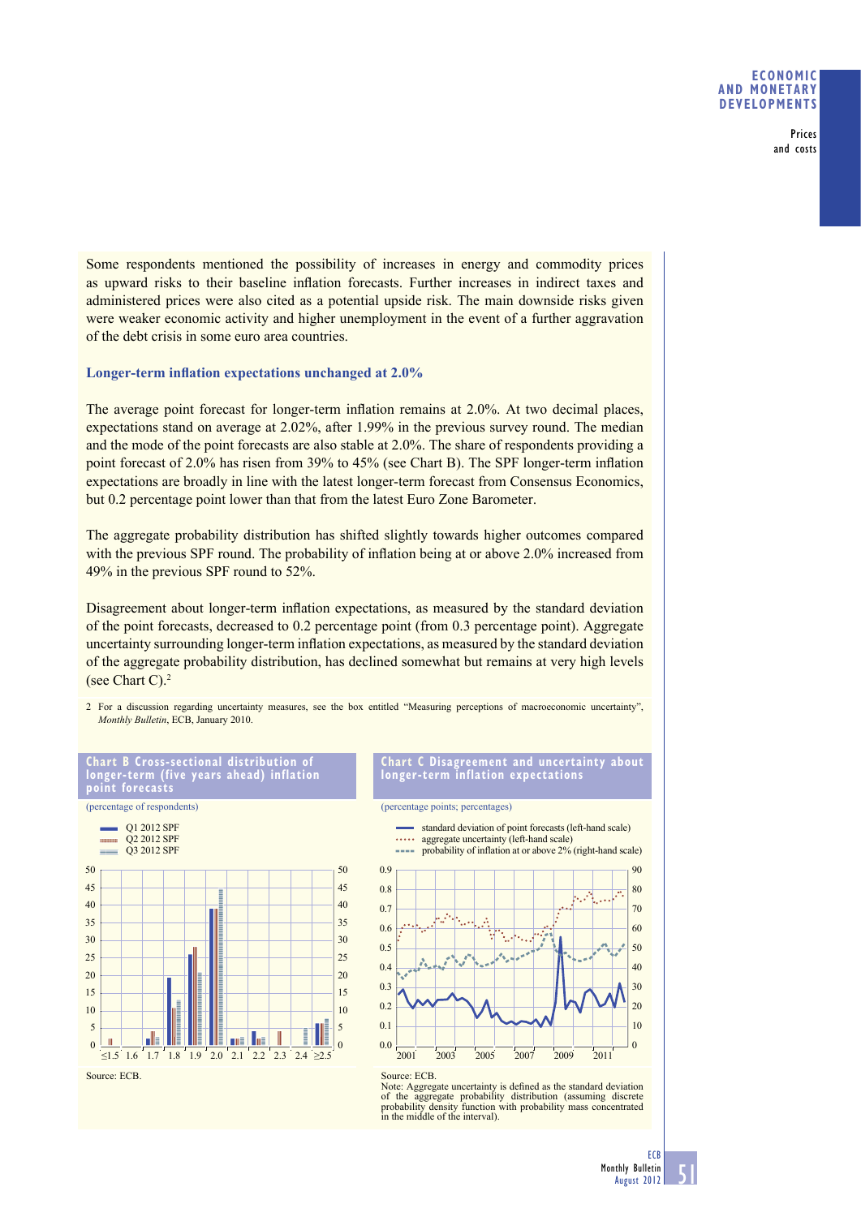Some respondents mentioned the possibility of increases in energy and commodity prices as upward risks to their baseline inflation forecasts. Further increases in indirect taxes and administered prices were also cited as a potential upside risk. The main downside risks given were weaker economic activity and higher unemployment in the event of a further aggravation of the debt crisis in some euro area countries.

### Longer-term inflation expectations unchanged at 2.0%

The average point forecast for longer-term inflation remains at 2.0%. At two decimal places, expectations stand on average at 2.02%, after 1.99% in the previous survey round. The median and the mode of the point forecasts are also stable at 2.0%. The share of respondents providing a point forecast of 2.0% has risen from 39% to 45% (see Chart B). The SPF longer-term inflation expectations are broadly in line with the latest longer-term forecast from Consensus Economics, but 0.2 percentage point lower than that from the latest Euro Zone Barometer.

The aggregate probability distribution has shifted slightly towards higher outcomes compared with the previous SPF round. The probability of inflation being at or above 2.0% increased from 49% in the previous SPF round to 52%.

Disagreement about longer-term inflation expectations, as measured by the standard deviation of the point forecasts, decreased to 0.2 percentage point (from 0.3 percentage point). Aggregate uncertainty surrounding longer-term inflation expectations, as measured by the standard deviation of the aggregate probability distribution, has declined somewhat but remains at very high levels (see Chart C).[2]

2 For a discussion regarding uncertainty measures, see the box entitled "Measuring perceptions of macroeconomic uncertainty", *Monthly Bulletin*, ECB, January 2010.

**Chart B Cross-sectional distribution of longer-term (five years ahead) inflation point forecasts**

(percentage of respondents)

Q1 2012 SPF; Q2 2012 SPF; Q3 2012 SPF

Source: ECB.

**Chart C Disagreement and uncertainty about longer-term inflation expectations**

(percentage points; percentages)

standard deviation of point forecasts (left-hand scale); aggregate uncertainty (left-hand scale); probability of inflation at or above 2% (right-hand scale)

Source: ECB.
Note: Aggregate uncertainty is defined as the standard deviation of the aggregate probability distribution (assuming discrete probability density function with probability mass concentrated in the middle of the interval).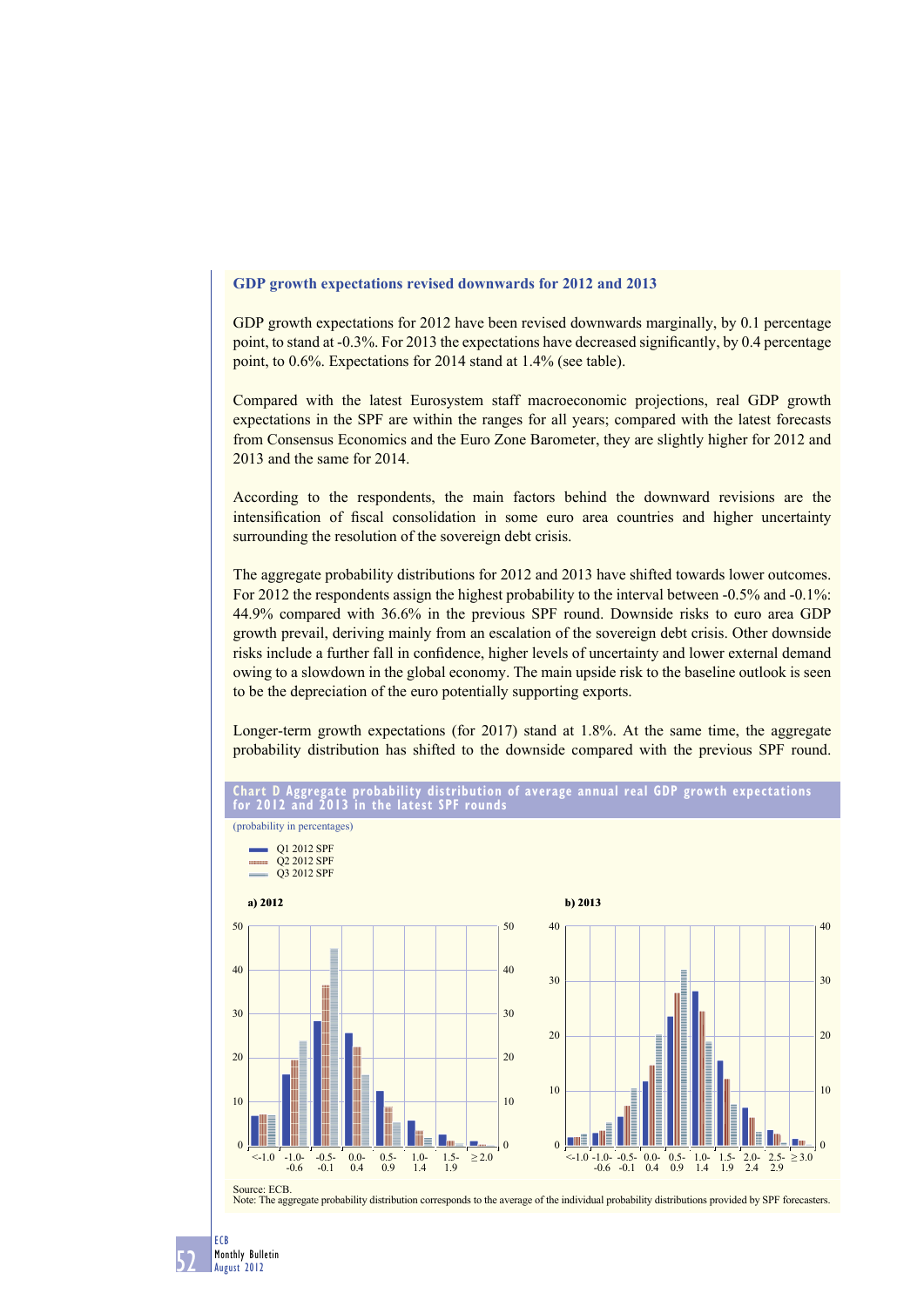### GDP growth expectations revised downwards for 2012 and 2013

GDP growth expectations for 2012 have been revised downwards marginally, by 0.1 percentage point, to stand at -0.3%. For 2013 the expectations have decreased significantly, by 0.4 percentage point, to 0.6%. Expectations for 2014 stand at 1.4% (see table).

Compared with the latest Eurosystem staff macroeconomic projections, real GDP growth expectations in the SPF are within the ranges for all years; compared with the latest forecasts from Consensus Economics and the Euro Zone Barometer, they are slightly higher for 2012 and 2013 and the same for 2014.

According to the respondents, the main factors behind the downward revisions are the intensification of fiscal consolidation in some euro area countries and higher uncertainty surrounding the resolution of the sovereign debt crisis.

The aggregate probability distributions for 2012 and 2013 have shifted towards lower outcomes. For 2012 the respondents assign the highest probability to the interval between -0.5% and -0.1%: 44.9% compared with 36.6% in the previous SPF round. Downside risks to euro area GDP growth prevail, deriving mainly from an escalation of the sovereign debt crisis. Other downside risks include a further fall in confidence, higher levels of uncertainty and lower external demand owing to a slowdown in the global economy. The main upside risk to the baseline outlook is seen to be the depreciation of the euro potentially supporting exports.

Longer-term growth expectations (for 2017) stand at 1.8%. At the same time, the aggregate probability distribution has shifted to the downside compared with the previous SPF round.

**Chart D Aggregate probability distribution of average annual real GDP growth expectations for 2012 and 2013 in the latest SPF rounds**

(probability in percentages)

- Q1 2012 SPF
- Q2 2012 SPF
- Q3 2012 SPF

a) 2012

b) 2013

Source: ECB.
Note: The aggregate probability distribution corresponds to the average of the individual probability distributions provided by SPF forecasters.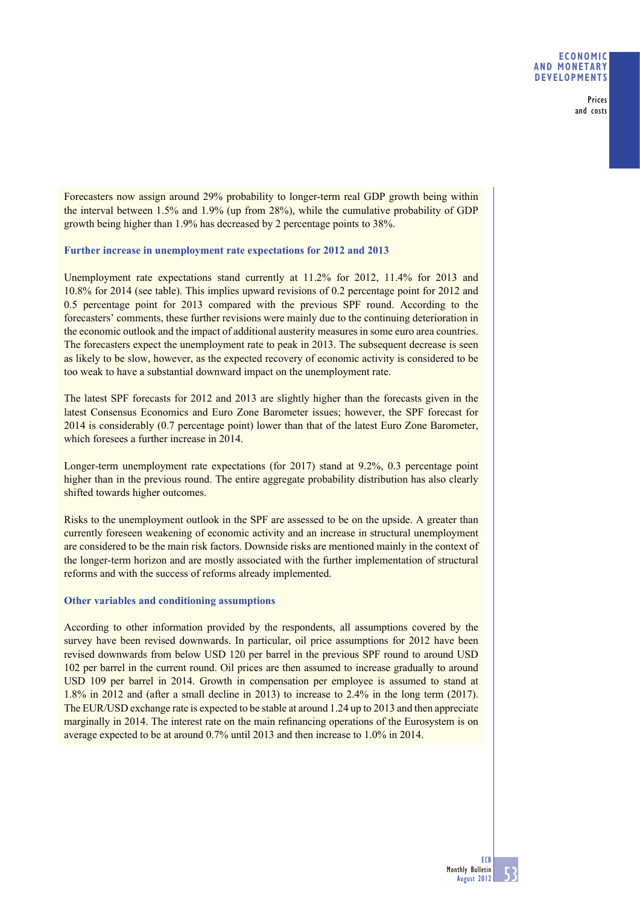Forecasters now assign around 29% probability to longer-term real GDP growth being within the interval between 1.5% and 1.9% (up from 28%), while the cumulative probability of GDP growth being higher than 1.9% has decreased by 2 percentage points to 38%.

### Further increase in unemployment rate expectations for 2012 and 2013

Unemployment rate expectations stand currently at 11.2% for 2012, 11.4% for 2013 and 10.8% for 2014 (see table). This implies upward revisions of 0.2 percentage point for 2012 and 0.5 percentage point for 2013 compared with the previous SPF round. According to the forecasters' comments, these further revisions were mainly due to the continuing deterioration in the economic outlook and the impact of additional austerity measures in some euro area countries. The forecasters expect the unemployment rate to peak in 2013. The subsequent decrease is seen as likely to be slow, however, as the expected recovery of economic activity is considered to be too weak to have a substantial downward impact on the unemployment rate.

The latest SPF forecasts for 2012 and 2013 are slightly higher than the forecasts given in the latest Consensus Economics and Euro Zone Barometer issues; however, the SPF forecast for 2014 is considerably (0.7 percentage point) lower than that of the latest Euro Zone Barometer, which foresees a further increase in 2014.

Longer-term unemployment rate expectations (for 2017) stand at 9.2%, 0.3 percentage point higher than in the previous round. The entire aggregate probability distribution has also clearly shifted towards higher outcomes.

Risks to the unemployment outlook in the SPF are assessed to be on the upside. A greater than currently foreseen weakening of economic activity and an increase in structural unemployment are considered to be the main risk factors. Downside risks are mentioned mainly in the context of the longer-term horizon and are mostly associated with the further implementation of structural reforms and with the success of reforms already implemented.

### Other variables and conditioning assumptions

According to other information provided by the respondents, all assumptions covered by the survey have been revised downwards. In particular, oil price assumptions for 2012 have been revised downwards from below USD 120 per barrel in the previous SPF round to around USD 102 per barrel in the current round. Oil prices are then assumed to increase gradually to around USD 109 per barrel in 2014. Growth in compensation per employee is assumed to stand at 1.8% in 2012 and (after a small decline in 2013) to increase to 2.4% in the long term (2017). The EUR/USD exchange rate is expected to be stable at around 1.24 up to 2013 and then appreciate marginally in 2014. The interest rate on the main refinancing operations of the Eurosystem is on average expected to be at around 0.7% until 2013 and then increase to 1.0% in 2014.